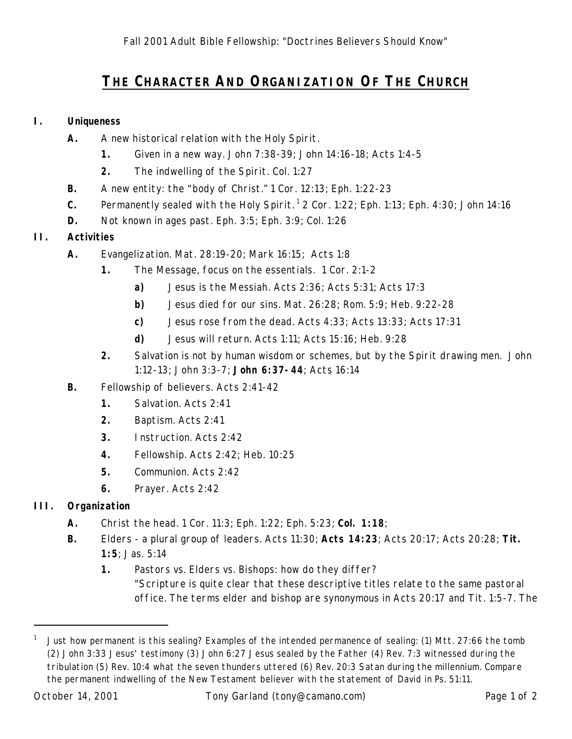# THE CHARACTER AND ORGANIZATION OF THE CHURCH

**I. Uniqueness**

- **A.** A new historical relation with the Holy Spirit.
  - **1.** Given in a new way. John 7:38-39; John 14:16-18; Acts 1:4-5
  - **2.** The indwelling of the Spirit. Col. 1:27
- **B.** A new entity: the "body of Christ." 1 Cor. 12:13; Eph. 1:22-23
- **C.** Permanently sealed with the Holy Spirit.[1] 2 Cor. 1:22; Eph. 1:13; Eph. 4:30; John 14:16
- **D.** Not known in ages past. Eph. 3:5; Eph. 3:9; Col. 1:26

**II. Activities**

- **A.** Evangelization. Mat. 28:19-20; Mark 16:15; Acts 1:8
  - **1.** The Message, focus on the essentials. 1 Cor. 2:1-2
    - **a)** Jesus is the Messiah. Acts 2:36; Acts 5:31; Acts 17:3
    - **b)** Jesus died for our sins. Mat. 26:28; Rom. 5:9; Heb. 9:22-28
    - **c)** Jesus rose from the dead. Acts 4:33; Acts 13:33; Acts 17:31
    - **d)** Jesus will return. Acts 1:11; Acts 15:16; Heb. 9:28
  - **2.** Salvation is not by human wisdom or schemes, but by the Spirit drawing men. John 1:12-13; John 3:3-7; **John 6:37-44**; Acts 16:14
- **B.** Fellowship of believers. Acts 2:41-42
  - **1.** Salvation. Acts 2:41
  - **2.** Baptism. Acts 2:41
  - **3.** Instruction. Acts 2:42
  - **4.** Fellowship. Acts 2:42; Heb. 10:25
  - **5.** Communion. Acts 2:42
  - **6.** Prayer. Acts 2:42

**III. Organization**

- **A.** Christ the head. 1 Cor. 11:3; Eph. 1:22; Eph. 5:23; **Col. 1:18**;
- **B.** Elders - a plural group of leaders. Acts 11:30; **Acts 14:23**; Acts 20:17; Acts 20:28; **Tit. 1:5**; Jas. 5:14
  - **1.** Pastors vs. Elders vs. Bishops: how do they differ?
    "Scripture is quite clear that these descriptive titles relate to the same pastoral office. The terms elder and bishop are synonymous in Acts 20:17 and Tit. 1:5-7. The

---

[1] Just how permanent is this sealing? Examples of the intended permanence of sealing: (1) Mtt. 27:66 the tomb (2) John 3:33 Jesus' testimony (3) John 6:27 Jesus sealed by the Father (4) Rev. 7:3 witnessed during the tribulation (5) Rev. 10:4 what the seven thunders uttered (6) Rev. 20:3 Satan during the millennium. Compare the permanent indwelling of the New Testament believer with the statement of David in Ps. 51:11.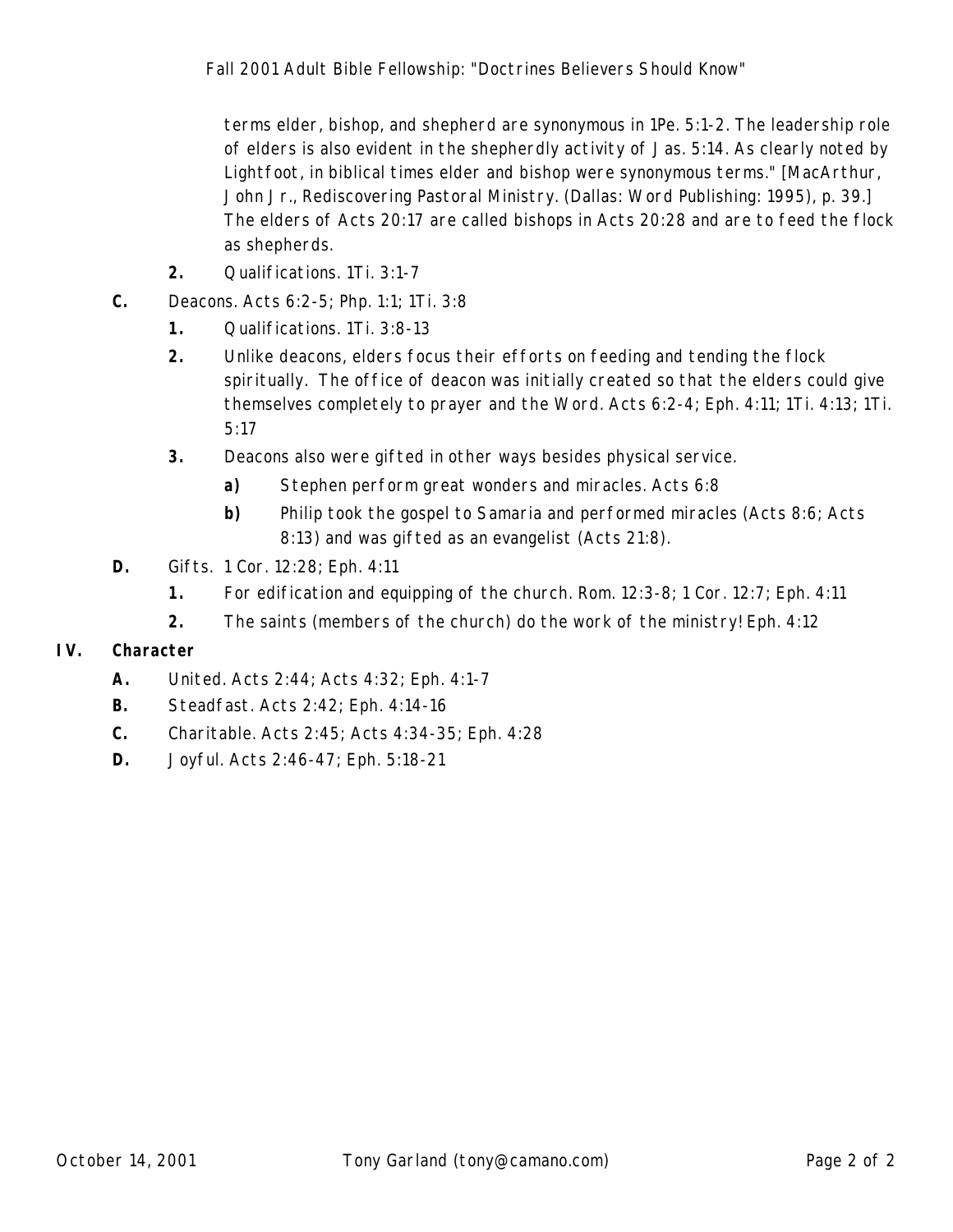terms elder, bishop, and shepherd are synonymous in 1Pe. 5:1-2. The leadership role of elders is also evident in the shepherdly activity of Jas. 5:14. As clearly noted by Lightfoot, in biblical times elder and bishop were synonymous terms." [MacArthur, John Jr., Rediscovering Pastoral Ministry. (Dallas: Word Publishing: 1995), p. 39.] The elders of Acts 20:17 are called bishops in Acts 20:28 and are to feed the flock as shepherds.

   2. Qualifications. 1Ti. 3:1-7

C. Deacons. Acts 6:2-5; Php. 1:1; 1Ti. 3:8

   1. Qualifications. 1Ti. 3:8-13
   2. Unlike deacons, elders focus their efforts on feeding and tending the flock spiritually. The office of deacon was initially created so that the elders could give themselves completely to prayer and the Word. Acts 6:2-4; Eph. 4:11; 1Ti. 4:13; 1Ti. 5:17
   3. Deacons also were gifted in other ways besides physical service.
      a) Stephen perform great wonders and miracles. Acts 6:8
      b) Philip took the gospel to Samaria and performed miracles (Acts 8:6; Acts 8:13) and was gifted as an evangelist (Acts 21:8).

D. Gifts. 1 Cor. 12:28; Eph. 4:11

   1. For edification and equipping of the church. Rom. 12:3-8; 1 Cor. 12:7; Eph. 4:11
   2. The saints (members of the church) do the work of the ministry! Eph. 4:12

## IV. Character

A. United. Acts 2:44; Acts 4:32; Eph. 4:1-7

B. Steadfast. Acts 2:42; Eph. 4:14-16

C. Charitable. Acts 2:45; Acts 4:34-35; Eph. 4:28

D. Joyful. Acts 2:46-47; Eph. 5:18-21